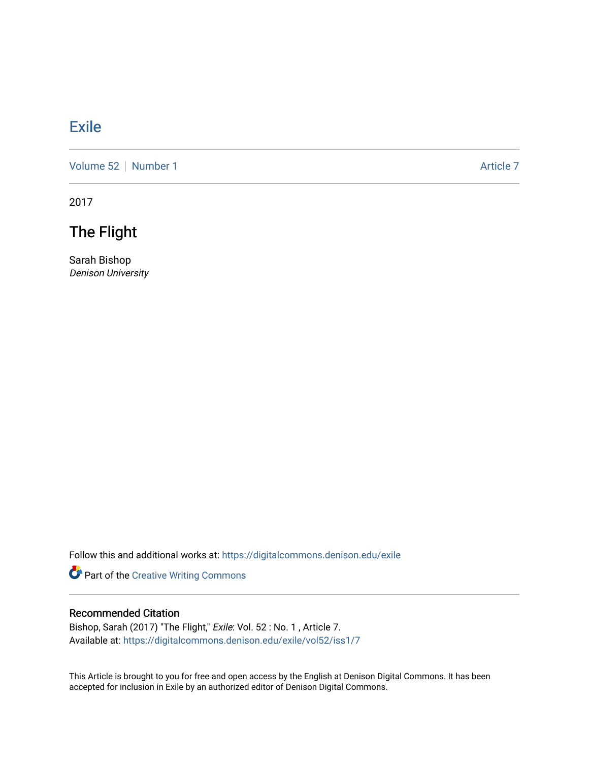# Exile

Volume 52 | Number 1 Article 7

2017

## The Flight

Sarah Bishop
*Denison University*

Follow this and additional works at: https://digitalcommons.denison.edu/exile

Part of the Creative Writing Commons

### Recommended Citation

Bishop, Sarah (2017) "The Flight," *Exile*: Vol. 52 : No. 1 , Article 7.
Available at: https://digitalcommons.denison.edu/exile/vol52/iss1/7

This Article is brought to you for free and open access by the English at Denison Digital Commons. It has been accepted for inclusion in Exile by an authorized editor of Denison Digital Commons.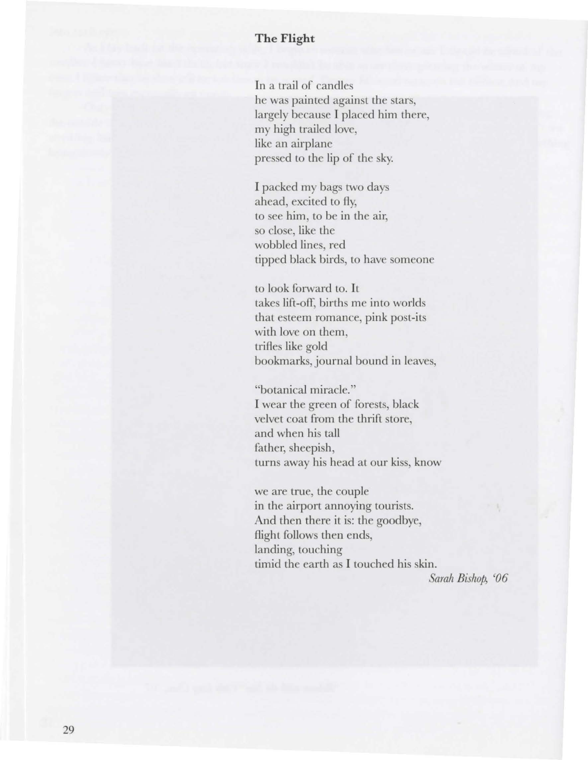## The Flight

In a trail of candles
he was painted against the stars,
largely because I placed him there,
my high trailed love,
like an airplane
pressed to the lip of the sky.

I packed my bags two days
ahead, excited to fly,
to see him, to be in the air,
so close, like the
wobbled lines, red
tipped black birds, to have someone

to look forward to. It
takes lift-off, births me into worlds
that esteem romance, pink post-its
with love on them,
trifles like gold
bookmarks, journal bound in leaves,

"botanical miracle."
I wear the green of forests, black
velvet coat from the thrift store,
and when his tall
father, sheepish,
turns away his head at our kiss, know

we are true, the couple
in the airport annoying tourists.
And then there it is: the goodbye,
flight follows then ends,
landing, touching
timid the earth as I touched his skin.

*Sarah Bishop, '06*